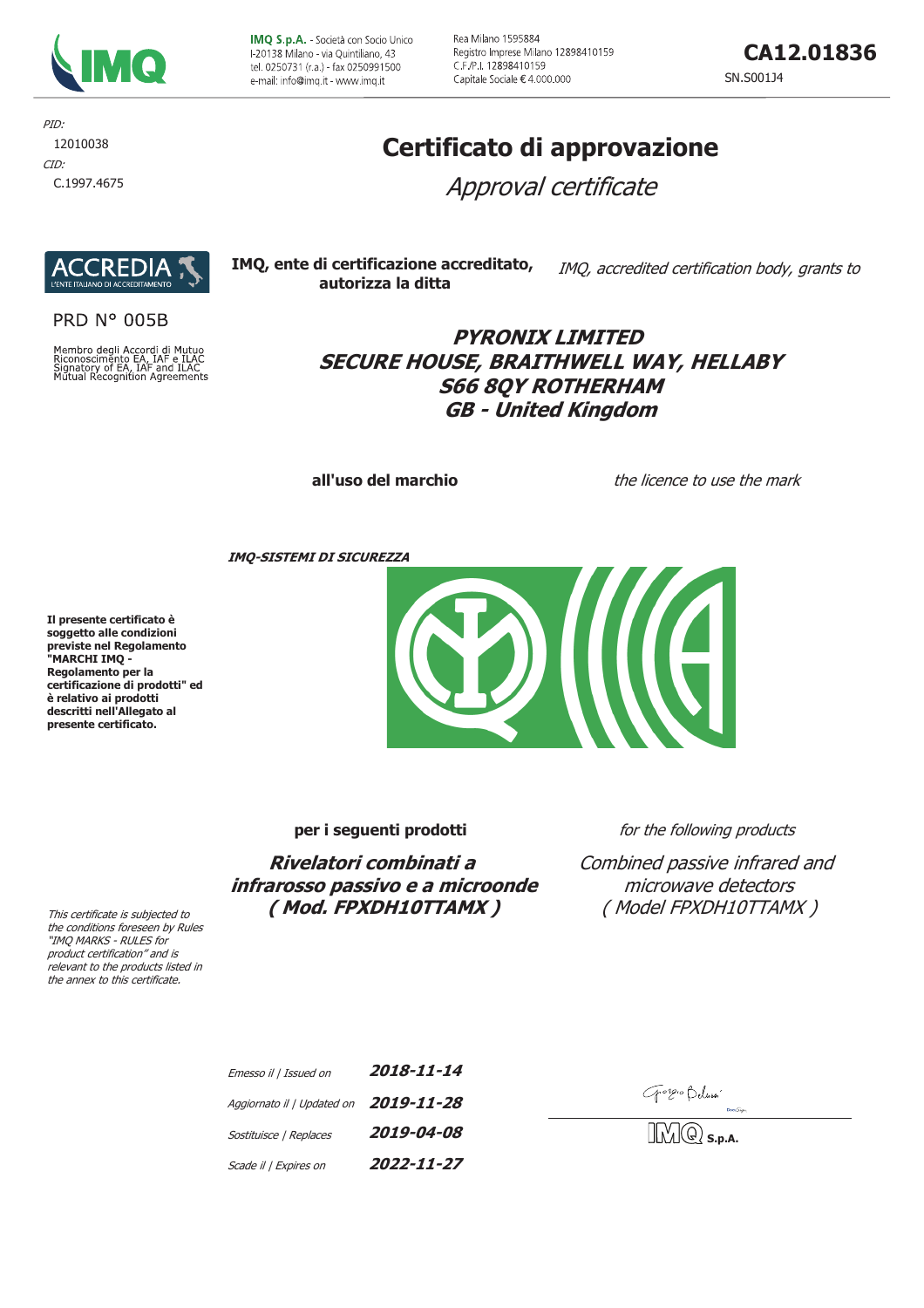**IMQ S.p.A.** - Società con Socio Unico
I-20138 Milano - via Quintiliano, 43
tel. 0250731 (r.a.) - fax 0250991500
e-mail: info@imq.it - www.imq.it

Rea Milano 1595884
Registro Imprese Milano 12898410159
C.F./P.I. 12898410159
Capitale Sociale € 4.000.000

**CA12.01836**

SN.S001J4

*PID:*
12010038
*CID:*
C.1997.4675

# Certificato di approvazione

## *Approval certificate*

ACCREDIA
L'ENTE ITALIANO DI ACCREDITAMENTO

PRD N° 005B

Membro degli Accordi di Mutuo Riconoscimento EA, IAF e ILAC
Signatory of EA, IAF and ILAC Mutual Recognition Agreements

**IMQ, ente di certificazione accreditato, autorizza la ditta**

*IMQ, accredited certification body, grants to*

***PYRONIX LIMITED***
***SECURE HOUSE, BRAITHWELL WAY, HELLABY***
***S66 8QY ROTHERHAM***
***GB - United Kingdom***

**all'uso del marchio**

*the licence to use the mark*

***IMQ-SISTEMI DI SICUREZZA***

**Il presente certificato è soggetto alle condizioni previste nel Regolamento "MARCHI IMQ - Regolamento per la certificazione di prodotti" ed è relativo ai prodotti descritti nell'Allegato al presente certificato.**

*This certificate is subjected to the conditions foreseen by Rules "IMQ MARKS - RULES for product certification" and is relevant to the products listed in the annex to this certificate.*

**per i seguenti prodotti**

*for the following products*

***Rivelatori combinati a infrarosso passivo e a microonde***
***( Mod. FPXDH10TTAMX )***

*Combined passive infrared and microwave detectors*
*( Model FPXDH10TTAMX )*

| | |
|---|---|
| *Emesso il \| Issued on* | ***2018-11-14*** |
| *Aggiornato il \| Updated on* | ***2019-11-28*** |
| *Sostituisce \| Replaces* | ***2019-04-08*** |
| *Scade il \| Expires on* | ***2022-11-27*** |

IMQ **S.p.A.**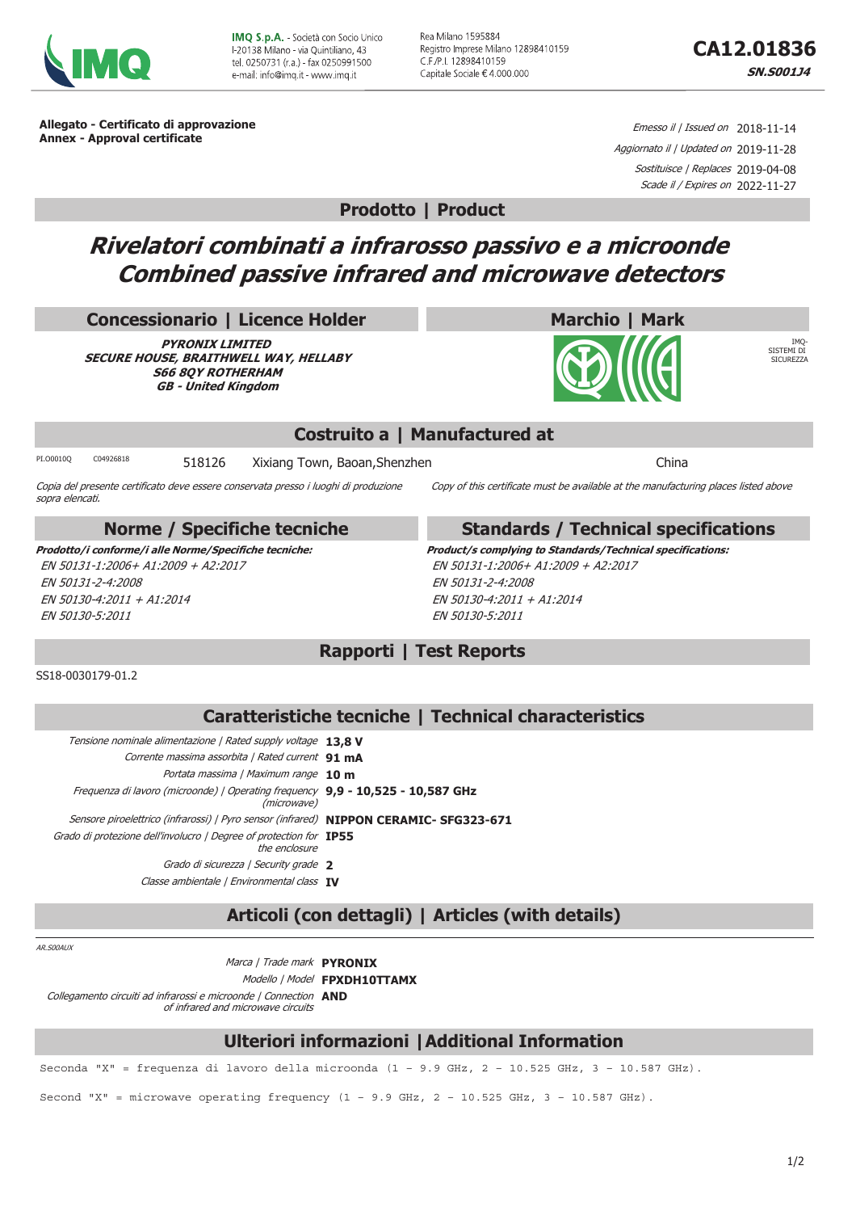**IMQ S.p.A.** - Società con Socio Unico
I-20138 Milano - via Quintiliano, 43
tel. 0250731 (r.a.) - fax 0250991500
e-mail: info@imq.it - www.imq.it

Rea Milano 1595884
Registro Imprese Milano 12898410159
C.F./P.I. 12898410159
Capitale Sociale € 4.000.000

# CA12.01836

**SN.S001J4**

**Allegato - Certificato di approvazione**
**Annex - Approval certificate**

*Emesso il / Issued on* 2018-11-14
*Aggiornato il / Updated on* 2019-11-28
*Sostituisce / Replaces* 2019-04-08
*Scade il / Expires on* 2022-11-27

## Prodotto | Product

# *Rivelatori combinati a infrarosso passivo e a microonde*
# *Combined passive infrared and microwave detectors*

## Concessionario | Licence Holder

***PYRONIX LIMITED***
***SECURE HOUSE, BRAITHWELL WAY, HELLABY***
***S66 8QY ROTHERHAM***
***GB - United Kingdom***

## Marchio | Mark

IMQ-SISTEMI DI SICUREZZA

## Costruito a | Manufactured at

PI.O0010Q C04926818 518126 Xixiang Town, Baoan,Shenzhen China

*Copia del presente certificato deve essere conservata presso i luoghi di produzione sopra elencati.*

*Copy of this certificate must be available at the manufacturing places listed above*

## Norme / Specifiche tecniche

***Prodotto/i conforme/i alle Norme/Specifiche tecniche:***

*EN 50131-1:2006+ A1:2009 + A2:2017*
*EN 50131-2-4:2008*
*EN 50130-4:2011 + A1:2014*
*EN 50130-5:2011*

## Standards / Technical specifications

***Product/s complying to Standards/Technical specifications:***

*EN 50131-1:2006+ A1:2009 + A2:2017*
*EN 50131-2-4:2008*
*EN 50130-4:2011 + A1:2014*
*EN 50130-5:2011*

## Rapporti | Test Reports

SS18-0030179-01.2

## Caratteristiche tecniche | Technical characteristics

| | |
|---|---|
| *Tensione nominale alimentazione \| Rated supply voltage* | **13,8 V** |
| *Corrente massima assorbita \| Rated current* | **91 mA** |
| *Portata massima \| Maximum range* | **10 m** |
| *Frequenza di lavoro (microonde) \| Operating frequency (microwave)* | **9,9 - 10,525 - 10,587 GHz** |
| *Sensore piroelettrico (infrarossi) \| Pyro sensor (infrared)* | **NIPPON CERAMIC- SFG323-671** |
| *Grado di protezione dell'involucro \| Degree of protection for the enclosure* | **IP55** |
| *Grado di sicurezza \| Security grade* | **2** |
| *Classe ambientale \| Environmental class* | **IV** |

## Articoli (con dettagli) | Articles (with details)

*AR.S00AUX*

| | |
|---|---|
| *Marca \| Trade mark* | **PYRONIX** |
| *Modello \| Model* | **FPXDH10TTAMX** |
| *Collegamento circuiti ad infrarossi e microonde \| Connection of infrared and microwave circuits* | **AND** |

## Ulteriori informazioni | Additional Information

Seconda "X" = frequenza di lavoro della microonda (1 - 9.9 GHz, 2 - 10.525 GHz, 3 - 10.587 GHz).

Second "X" = microwave operating frequency (1 - 9.9 GHz, 2 - 10.525 GHz, 3 - 10.587 GHz).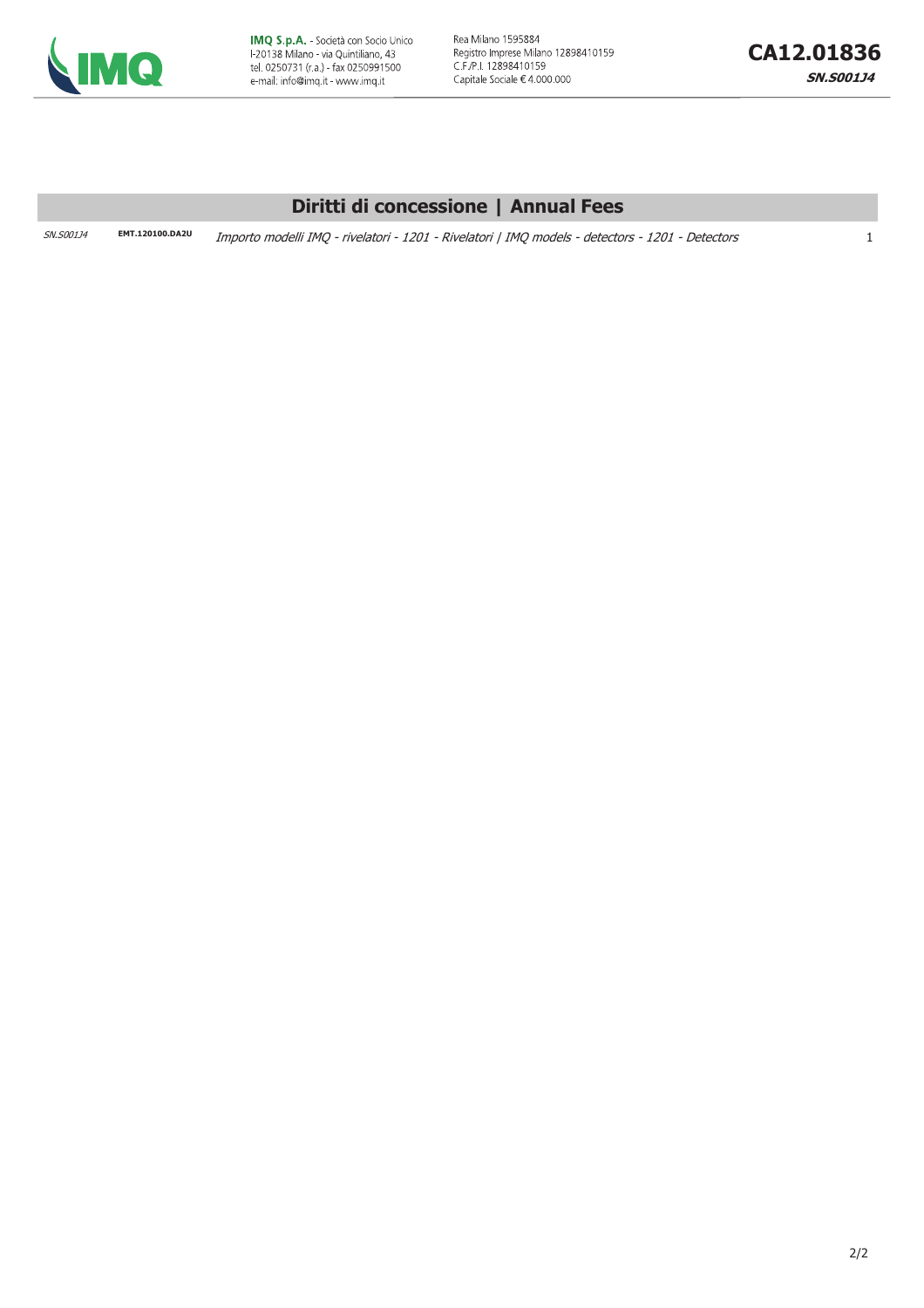## Diritti di concessione | Annual Fees

| | | | |
|---|---|---|---|
| *SN.S001J4* | **EMT.120100.DA2U** | *Importo modelli IMQ - rivelatori - 1201 - Rivelatori \| IMQ models - detectors - 1201 - Detectors* | 1 |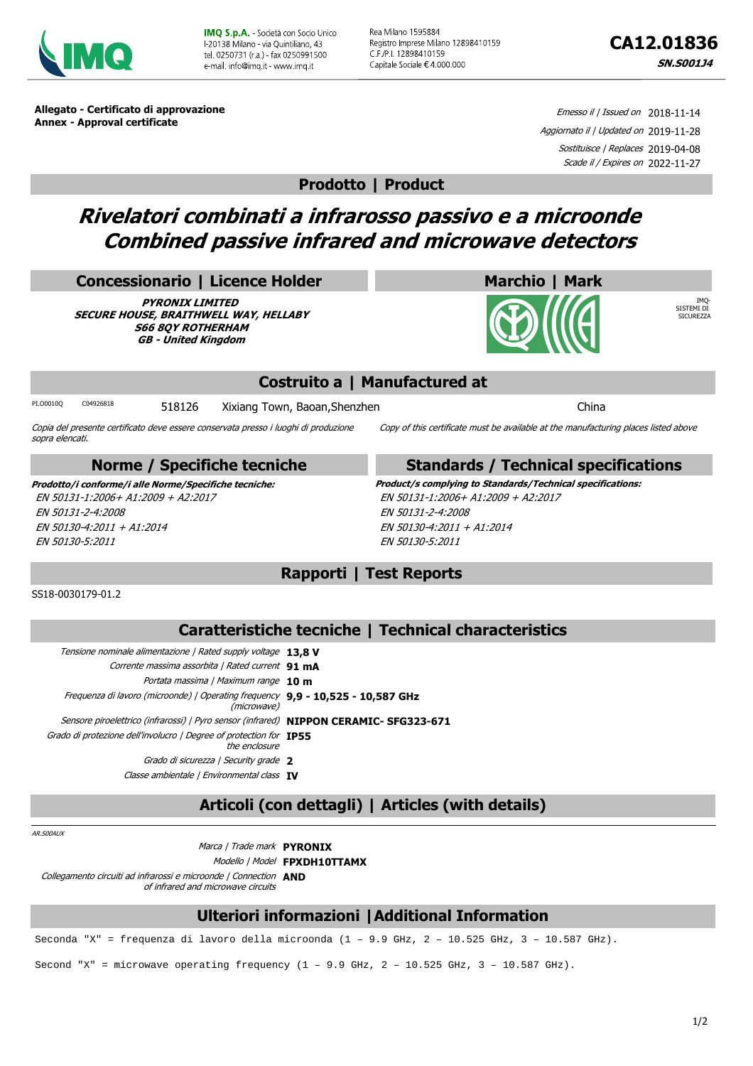IMQ S.p.A. - Società con Socio Unico
I-20138 Milano - via Quintiliano, 43
tel. 0250731 (r.a.) - fax 0250991500
e-mail: info@imq.it - www.imq.it

Rea Milano 1595884
Registro Imprese Milano 12898410159
C.F./P.I. 12898410159
Capitale Sociale € 4.000.000

# CA12.01836

**SN.S001J4**

**Allegato - Certificato di approvazione**
**Annex - Approval certificate**

*Emesso il | Issued on* 2018-11-14
*Aggiornato il | Updated on* 2019-11-28
*Sostituisce | Replaces* 2019-04-08
*Scade il | Expires on* 2022-11-27

## Prodotto | Product

# *Rivelatori combinati a infrarosso passivo e a microonde*
# *Combined passive infrared and microwave detectors*

## Concessionario | Licence Holder

***PYRONIX LIMITED***
***SECURE HOUSE, BRAITHWELL WAY, HELLABY***
***S66 8QY ROTHERHAM***
***GB - United Kingdom***

## Marchio | Mark

IMQ-SISTEMI DI SICUREZZA

## Costruito a | Manufactured at

PI.O0010Q C04926818 518126 Xixiang Town, Baoan,Shenzhen China

*Copia del presente certificato deve essere conservata presso i luoghi di produzione sopra elencati.*

*Copy of this certificate must be available at the manufacturing places listed above*

## Norme / Specifiche tecniche

***Prodotto/i conforme/i alle Norme/Specifiche tecniche:***

*EN 50131-1:2006+ A1:2009 + A2:2017*
*EN 50131-2-4:2008*
*EN 50130-4:2011 + A1:2014*
*EN 50130-5:2011*

## Standards / Technical specifications

***Product/s complying to Standards/Technical specifications:***

*EN 50131-1:2006+ A1:2009 + A2:2017*
*EN 50131-2-4:2008*
*EN 50130-4:2011 + A1:2014*
*EN 50130-5:2011*

## Rapporti | Test Reports

SS18-0030179-01.2

## Caratteristiche tecniche | Technical characteristics

| | |
|---|---|
| *Tensione nominale alimentazione \| Rated supply voltage* | **13,8 V** |
| *Corrente massima assorbita \| Rated current* | **91 mA** |
| *Portata massima \| Maximum range* | **10 m** |
| *Frequenza di lavoro (microonde) \| Operating frequency (microwave)* | **9,9 - 10,525 - 10,587 GHz** |
| *Sensore piroelettrico (infrarossi) \| Pyro sensor (infrared)* | **NIPPON CERAMIC- SFG323-671** |
| *Grado di protezione dell'involucro \| Degree of protection for the enclosure* | **IP55** |
| *Grado di sicurezza \| Security grade* | **2** |
| *Classe ambientale \| Environmental class* | **IV** |

## Articoli (con dettagli) | Articles (with details)

*AR.S00AUX*

| | |
|---|---|
| *Marca \| Trade mark* | **PYRONIX** |
| *Modello \| Model* | **FPXDH10TTAMX** |
| *Collegamento circuiti ad infrarossi e microonde \| Connection of infrared and microwave circuits* | **AND** |

## Ulteriori informazioni | Additional Information

Seconda "X" = frequenza di lavoro della microonda (1 – 9.9 GHz, 2 – 10.525 GHz, 3 – 10.587 GHz).

Second "X" = microwave operating frequency (1 – 9.9 GHz, 2 – 10.525 GHz, 3 – 10.587 GHz).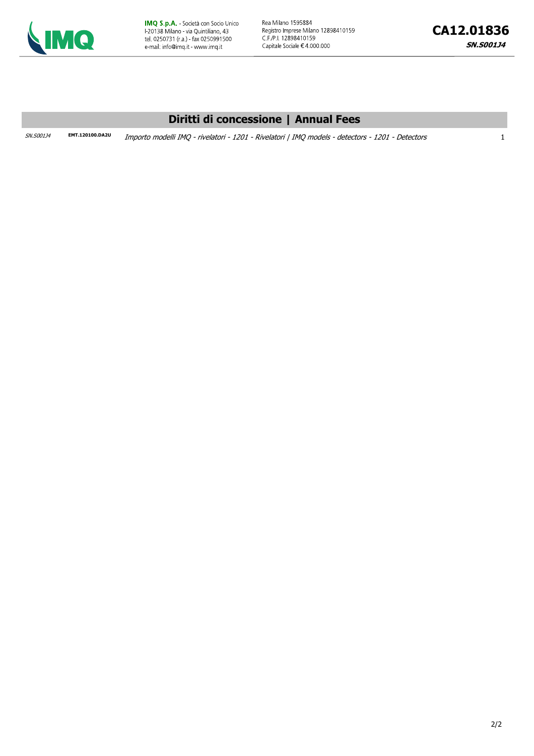## Diritti di concessione | Annual Fees

| | | | |
|---|---|---|---|
| *SN.S001J4* | **EMT.120100.DA2U** | *Importo modelli IMQ - rivelatori - 1201 - Rivelatori \| IMQ models - detectors - 1201 - Detectors* | 1 |